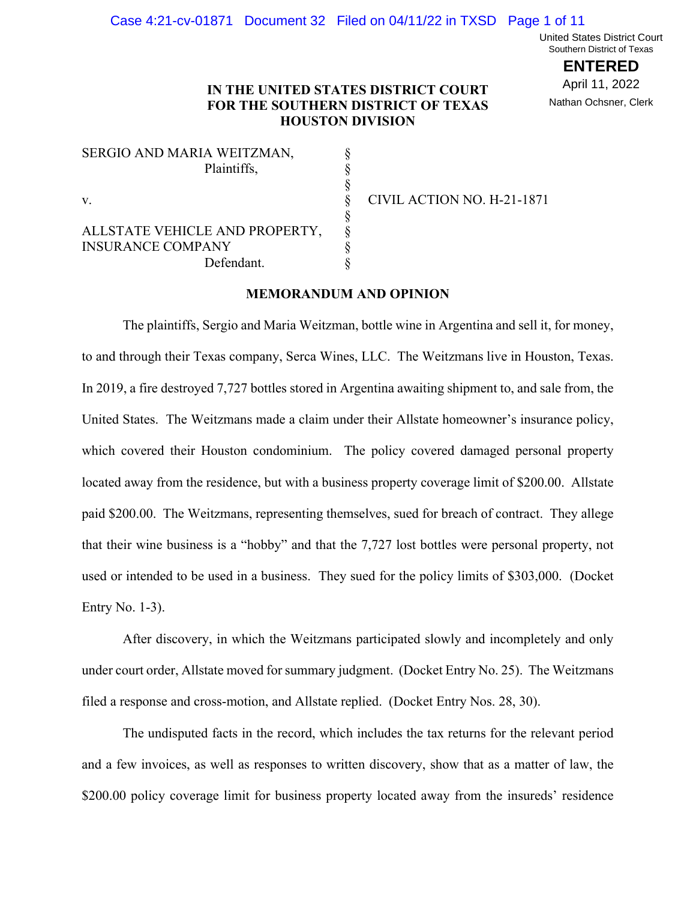IN THE UNITED STATES DISTRICT COURT
FOR THE SOUTHERN DISTRICT OF TEXAS
HOUSTON DIVISION

| | | |
|---|---|---|
| SERGIO AND MARIA WEITZMAN, Plaintiffs, | § | |
| | § | |
| v. | § | CIVIL ACTION NO. H-21-1871 |
| | § | |
| ALLSTATE VEHICLE AND PROPERTY, INSURANCE COMPANY Defendant. | § | |

## MEMORANDUM AND OPINION

The plaintiffs, Sergio and Maria Weitzman, bottle wine in Argentina and sell it, for money, to and through their Texas company, Serca Wines, LLC. The Weitzmans live in Houston, Texas. In 2019, a fire destroyed 7,727 bottles stored in Argentina awaiting shipment to, and sale from, the United States. The Weitzmans made a claim under their Allstate homeowner's insurance policy, which covered their Houston condominium. The policy covered damaged personal property located away from the residence, but with a business property coverage limit of $200.00. Allstate paid $200.00. The Weitzmans, representing themselves, sued for breach of contract. They allege that their wine business is a "hobby" and that the 7,727 lost bottles were personal property, not used or intended to be used in a business. They sued for the policy limits of $303,000. (Docket Entry No. 1-3).

After discovery, in which the Weitzmans participated slowly and incompletely and only under court order, Allstate moved for summary judgment. (Docket Entry No. 25). The Weitzmans filed a response and cross-motion, and Allstate replied. (Docket Entry Nos. 28, 30).

The undisputed facts in the record, which includes the tax returns for the relevant period and a few invoices, as well as responses to written discovery, show that as a matter of law, the $200.00 policy coverage limit for business property located away from the insureds' residence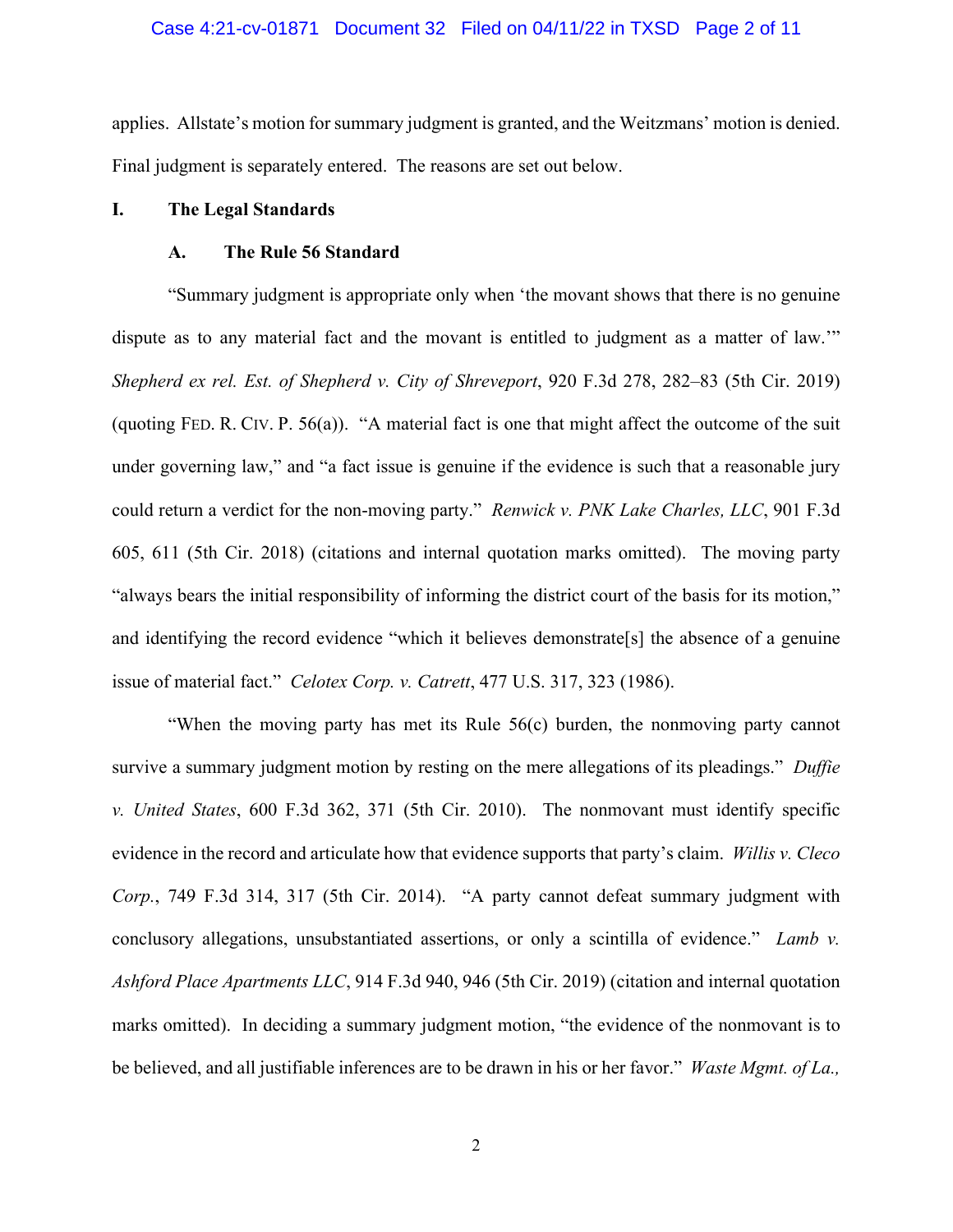applies. Allstate's motion for summary judgment is granted, and the Weitzmans' motion is denied. Final judgment is separately entered. The reasons are set out below.

## I. The Legal Standards

### A. The Rule 56 Standard

"Summary judgment is appropriate only when 'the movant shows that there is no genuine dispute as to any material fact and the movant is entitled to judgment as a matter of law.'" *Shepherd ex rel. Est. of Shepherd v. City of Shreveport*, 920 F.3d 278, 282–83 (5th Cir. 2019) (quoting FED. R. CIV. P. 56(a)). "A material fact is one that might affect the outcome of the suit under governing law," and "a fact issue is genuine if the evidence is such that a reasonable jury could return a verdict for the non-moving party." *Renwick v. PNK Lake Charles, LLC*, 901 F.3d 605, 611 (5th Cir. 2018) (citations and internal quotation marks omitted). The moving party "always bears the initial responsibility of informing the district court of the basis for its motion," and identifying the record evidence "which it believes demonstrate[s] the absence of a genuine issue of material fact." *Celotex Corp. v. Catrett*, 477 U.S. 317, 323 (1986).

"When the moving party has met its Rule 56(c) burden, the nonmoving party cannot survive a summary judgment motion by resting on the mere allegations of its pleadings." *Duffie v. United States*, 600 F.3d 362, 371 (5th Cir. 2010). The nonmovant must identify specific evidence in the record and articulate how that evidence supports that party's claim. *Willis v. Cleco Corp.*, 749 F.3d 314, 317 (5th Cir. 2014). "A party cannot defeat summary judgment with conclusory allegations, unsubstantiated assertions, or only a scintilla of evidence." *Lamb v. Ashford Place Apartments LLC*, 914 F.3d 940, 946 (5th Cir. 2019) (citation and internal quotation marks omitted). In deciding a summary judgment motion, "the evidence of the nonmovant is to be believed, and all justifiable inferences are to be drawn in his or her favor." *Waste Mgmt. of La.,*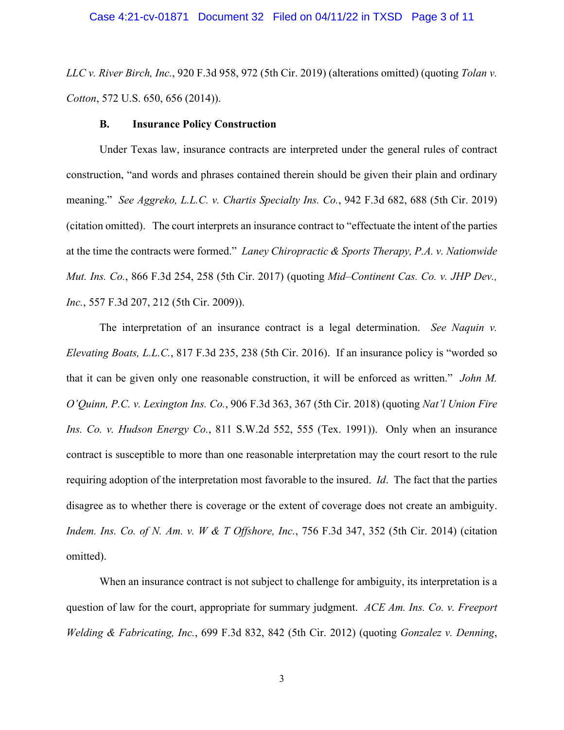*LLC v. River Birch, Inc.*, 920 F.3d 958, 972 (5th Cir. 2019) (alterations omitted) (quoting *Tolan v. Cotton*, 572 U.S. 650, 656 (2014)).

**B. Insurance Policy Construction**

Under Texas law, insurance contracts are interpreted under the general rules of contract construction, "and words and phrases contained therein should be given their plain and ordinary meaning." *See Aggreko, L.L.C. v. Chartis Specialty Ins. Co.*, 942 F.3d 682, 688 (5th Cir. 2019) (citation omitted). The court interprets an insurance contract to "effectuate the intent of the parties at the time the contracts were formed." *Laney Chiropractic & Sports Therapy, P.A. v. Nationwide Mut. Ins. Co.*, 866 F.3d 254, 258 (5th Cir. 2017) (quoting *Mid–Continent Cas. Co. v. JHP Dev., Inc.*, 557 F.3d 207, 212 (5th Cir. 2009)).

The interpretation of an insurance contract is a legal determination. *See Naquin v. Elevating Boats, L.L.C.*, 817 F.3d 235, 238 (5th Cir. 2016). If an insurance policy is "worded so that it can be given only one reasonable construction, it will be enforced as written." *John M. O'Quinn, P.C. v. Lexington Ins. Co.*, 906 F.3d 363, 367 (5th Cir. 2018) (quoting *Nat'l Union Fire Ins. Co. v. Hudson Energy Co.*, 811 S.W.2d 552, 555 (Tex. 1991)). Only when an insurance contract is susceptible to more than one reasonable interpretation may the court resort to the rule requiring adoption of the interpretation most favorable to the insured. *Id*. The fact that the parties disagree as to whether there is coverage or the extent of coverage does not create an ambiguity. *Indem. Ins. Co. of N. Am. v. W & T Offshore, Inc.*, 756 F.3d 347, 352 (5th Cir. 2014) (citation omitted).

When an insurance contract is not subject to challenge for ambiguity, its interpretation is a question of law for the court, appropriate for summary judgment. *ACE Am. Ins. Co. v. Freeport Welding & Fabricating, Inc.*, 699 F.3d 832, 842 (5th Cir. 2012) (quoting *Gonzalez v. Denning*,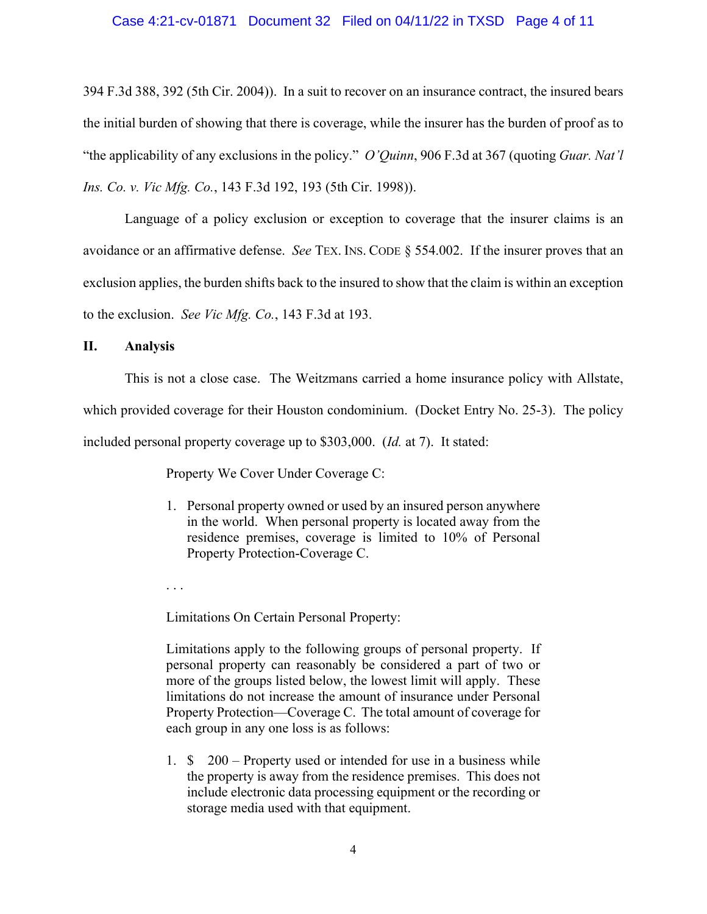394 F.3d 388, 392 (5th Cir. 2004)). In a suit to recover on an insurance contract, the insured bears the initial burden of showing that there is coverage, while the insurer has the burden of proof as to "the applicability of any exclusions in the policy." *O'Quinn*, 906 F.3d at 367 (quoting *Guar. Nat'l Ins. Co. v. Vic Mfg. Co.*, 143 F.3d 192, 193 (5th Cir. 1998)).

Language of a policy exclusion or exception to coverage that the insurer claims is an avoidance or an affirmative defense. *See* TEX. INS. CODE § 554.002. If the insurer proves that an exclusion applies, the burden shifts back to the insured to show that the claim is within an exception to the exclusion. *See Vic Mfg. Co.*, 143 F.3d at 193.

## II. Analysis

This is not a close case. The Weitzmans carried a home insurance policy with Allstate, which provided coverage for their Houston condominium. (Docket Entry No. 25-3). The policy included personal property coverage up to $303,000. (*Id.* at 7). It stated:

> Property We Cover Under Coverage C:
>
> 1. Personal property owned or used by an insured person anywhere in the world. When personal property is located away from the residence premises, coverage is limited to 10% of Personal Property Protection-Coverage C.
>
> . . .
>
> Limitations On Certain Personal Property:
>
> Limitations apply to the following groups of personal property. If personal property can reasonably be considered a part of two or more of the groups listed below, the lowest limit will apply. These limitations do not increase the amount of insurance under Personal Property Protection—Coverage C. The total amount of coverage for each group in any one loss is as follows:
>
> 1. $ 200 – Property used or intended for use in a business while the property is away from the residence premises. This does not include electronic data processing equipment or the recording or storage media used with that equipment.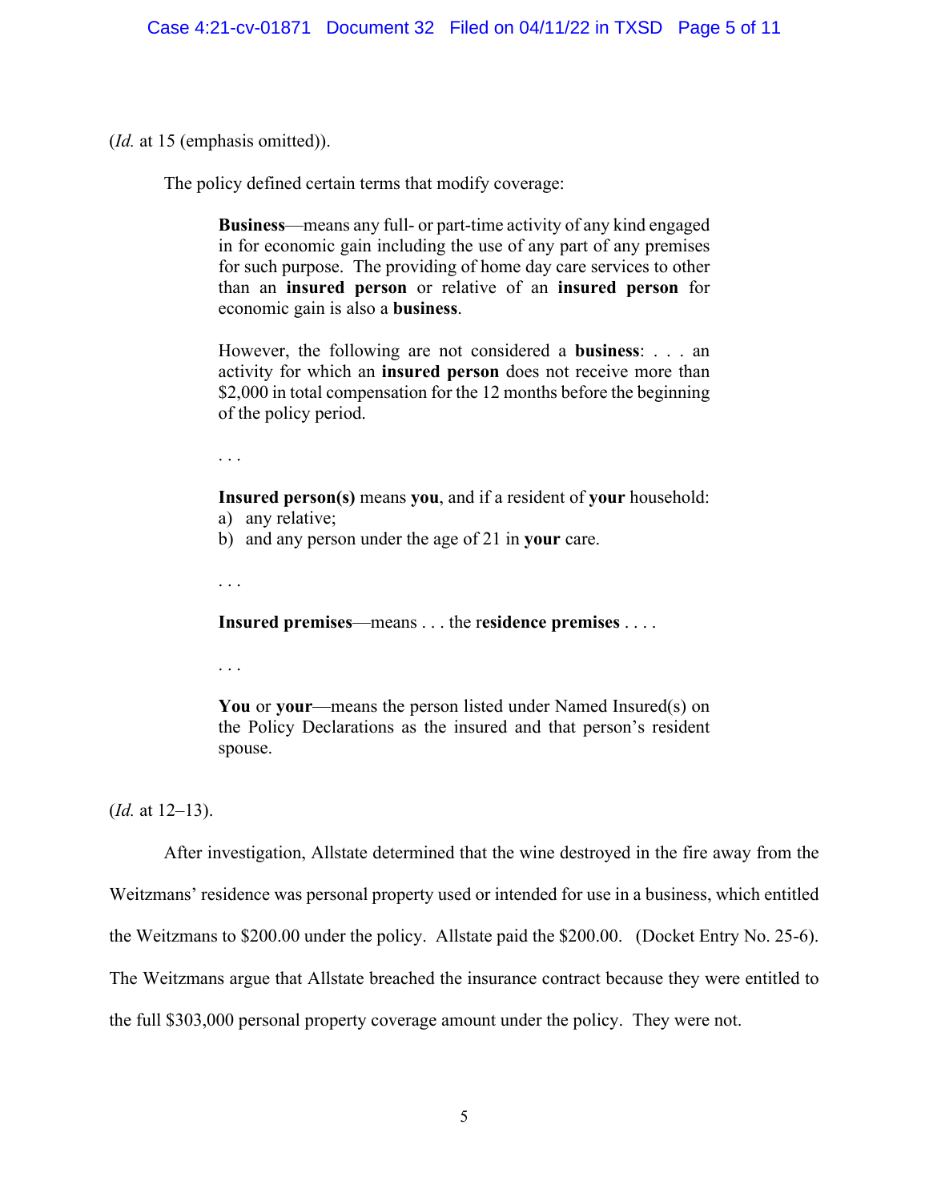(*Id.* at 15 (emphasis omitted)).

The policy defined certain terms that modify coverage:

> **Business**—means any full- or part-time activity of any kind engaged in for economic gain including the use of any part of any premises for such purpose. The providing of home day care services to other than an **insured person** or relative of an **insured person** for economic gain is also a **business**.
>
> However, the following are not considered a **business**: . . . an activity for which an **insured person** does not receive more than $2,000 in total compensation for the 12 months before the beginning of the policy period.
>
> . . .
>
> **Insured person(s)** means **you**, and if a resident of **your** household:
> a) any relative;
> b) and any person under the age of 21 in **your** care.
>
> . . .
>
> **Insured premises**—means . . . the r**esidence premises** . . . .
>
> . . .
>
> **You** or **your**—means the person listed under Named Insured(s) on the Policy Declarations as the insured and that person's resident spouse.

(*Id.* at 12–13).

After investigation, Allstate determined that the wine destroyed in the fire away from the Weitzmans' residence was personal property used or intended for use in a business, which entitled the Weitzmans to $200.00 under the policy. Allstate paid the $200.00. (Docket Entry No. 25-6). The Weitzmans argue that Allstate breached the insurance contract because they were entitled to the full $303,000 personal property coverage amount under the policy. They were not.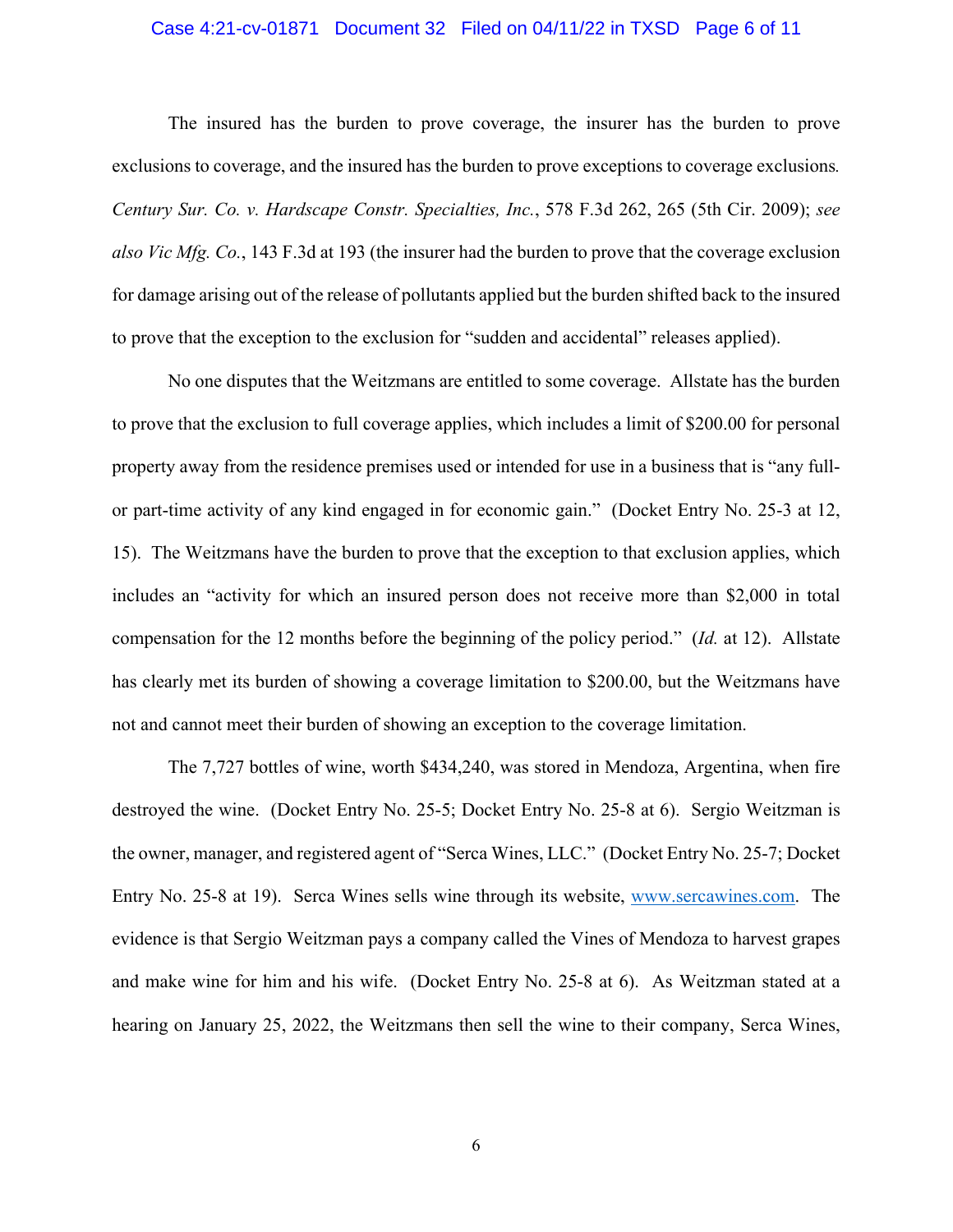The insured has the burden to prove coverage, the insurer has the burden to prove exclusions to coverage, and the insured has the burden to prove exceptions to coverage exclusions. *Century Sur. Co. v. Hardscape Constr. Specialties, Inc.*, 578 F.3d 262, 265 (5th Cir. 2009); *see also Vic Mfg. Co.*, 143 F.3d at 193 (the insurer had the burden to prove that the coverage exclusion for damage arising out of the release of pollutants applied but the burden shifted back to the insured to prove that the exception to the exclusion for "sudden and accidental" releases applied).

No one disputes that the Weitzmans are entitled to some coverage. Allstate has the burden to prove that the exclusion to full coverage applies, which includes a limit of $200.00 for personal property away from the residence premises used or intended for use in a business that is "any full- or part-time activity of any kind engaged in for economic gain." (Docket Entry No. 25-3 at 12, 15). The Weitzmans have the burden to prove that the exception to that exclusion applies, which includes an "activity for which an insured person does not receive more than $2,000 in total compensation for the 12 months before the beginning of the policy period." (*Id.* at 12). Allstate has clearly met its burden of showing a coverage limitation to $200.00, but the Weitzmans have not and cannot meet their burden of showing an exception to the coverage limitation.

The 7,727 bottles of wine, worth $434,240, was stored in Mendoza, Argentina, when fire destroyed the wine. (Docket Entry No. 25-5; Docket Entry No. 25-8 at 6). Sergio Weitzman is the owner, manager, and registered agent of "Serca Wines, LLC." (Docket Entry No. 25-7; Docket Entry No. 25-8 at 19). Serca Wines sells wine through its website, www.sercawines.com. The evidence is that Sergio Weitzman pays a company called the Vines of Mendoza to harvest grapes and make wine for him and his wife. (Docket Entry No. 25-8 at 6). As Weitzman stated at a hearing on January 25, 2022, the Weitzmans then sell the wine to their company, Serca Wines,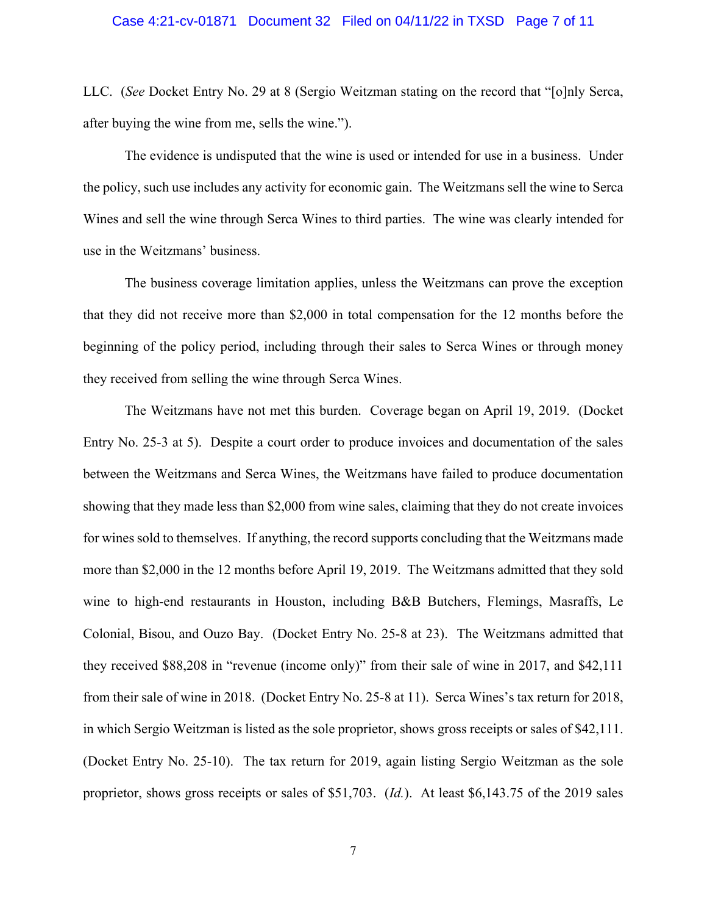LLC. (*See* Docket Entry No. 29 at 8 (Sergio Weitzman stating on the record that "[o]nly Serca, after buying the wine from me, sells the wine.").

The evidence is undisputed that the wine is used or intended for use in a business. Under the policy, such use includes any activity for economic gain. The Weitzmans sell the wine to Serca Wines and sell the wine through Serca Wines to third parties. The wine was clearly intended for use in the Weitzmans' business.

The business coverage limitation applies, unless the Weitzmans can prove the exception that they did not receive more than $2,000 in total compensation for the 12 months before the beginning of the policy period, including through their sales to Serca Wines or through money they received from selling the wine through Serca Wines.

The Weitzmans have not met this burden. Coverage began on April 19, 2019. (Docket Entry No. 25-3 at 5). Despite a court order to produce invoices and documentation of the sales between the Weitzmans and Serca Wines, the Weitzmans have failed to produce documentation showing that they made less than $2,000 from wine sales, claiming that they do not create invoices for wines sold to themselves. If anything, the record supports concluding that the Weitzmans made more than $2,000 in the 12 months before April 19, 2019. The Weitzmans admitted that they sold wine to high-end restaurants in Houston, including B&B Butchers, Flemings, Masraffs, Le Colonial, Bisou, and Ouzo Bay. (Docket Entry No. 25-8 at 23). The Weitzmans admitted that they received $88,208 in "revenue (income only)" from their sale of wine in 2017, and $42,111 from their sale of wine in 2018. (Docket Entry No. 25-8 at 11). Serca Wines's tax return for 2018, in which Sergio Weitzman is listed as the sole proprietor, shows gross receipts or sales of $42,111. (Docket Entry No. 25-10). The tax return for 2019, again listing Sergio Weitzman as the sole proprietor, shows gross receipts or sales of $51,703. (*Id.*). At least $6,143.75 of the 2019 sales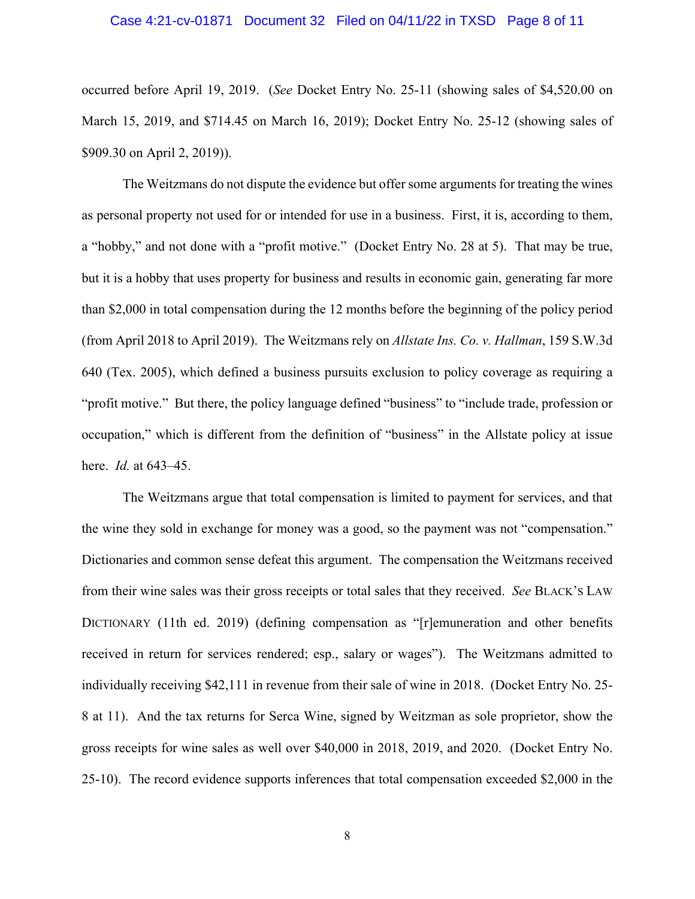occurred before April 19, 2019. (*See* Docket Entry No. 25-11 (showing sales of $4,520.00 on March 15, 2019, and $714.45 on March 16, 2019); Docket Entry No. 25-12 (showing sales of $909.30 on April 2, 2019)).

The Weitzmans do not dispute the evidence but offer some arguments for treating the wines as personal property not used for or intended for use in a business. First, it is, according to them, a "hobby," and not done with a "profit motive." (Docket Entry No. 28 at 5). That may be true, but it is a hobby that uses property for business and results in economic gain, generating far more than $2,000 in total compensation during the 12 months before the beginning of the policy period (from April 2018 to April 2019). The Weitzmans rely on *Allstate Ins. Co. v. Hallman*, 159 S.W.3d 640 (Tex. 2005), which defined a business pursuits exclusion to policy coverage as requiring a "profit motive." But there, the policy language defined "business" to "include trade, profession or occupation," which is different from the definition of "business" in the Allstate policy at issue here. *Id.* at 643–45.

The Weitzmans argue that total compensation is limited to payment for services, and that the wine they sold in exchange for money was a good, so the payment was not "compensation." Dictionaries and common sense defeat this argument. The compensation the Weitzmans received from their wine sales was their gross receipts or total sales that they received. *See* BLACK'S LAW DICTIONARY (11th ed. 2019) (defining compensation as "[r]emuneration and other benefits received in return for services rendered; esp., salary or wages"). The Weitzmans admitted to individually receiving $42,111 in revenue from their sale of wine in 2018. (Docket Entry No. 25-8 at 11). And the tax returns for Serca Wine, signed by Weitzman as sole proprietor, show the gross receipts for wine sales as well over $40,000 in 2018, 2019, and 2020. (Docket Entry No. 25-10). The record evidence supports inferences that total compensation exceeded $2,000 in the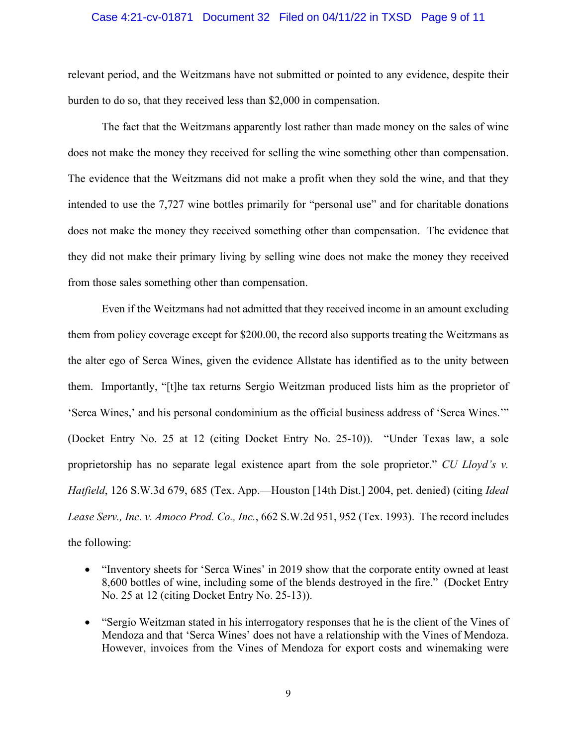relevant period, and the Weitzmans have not submitted or pointed to any evidence, despite their burden to do so, that they received less than $2,000 in compensation.

The fact that the Weitzmans apparently lost rather than made money on the sales of wine does not make the money they received for selling the wine something other than compensation. The evidence that the Weitzmans did not make a profit when they sold the wine, and that they intended to use the 7,727 wine bottles primarily for "personal use" and for charitable donations does not make the money they received something other than compensation. The evidence that they did not make their primary living by selling wine does not make the money they received from those sales something other than compensation.

Even if the Weitzmans had not admitted that they received income in an amount excluding them from policy coverage except for $200.00, the record also supports treating the Weitzmans as the alter ego of Serca Wines, given the evidence Allstate has identified as to the unity between them. Importantly, "[t]he tax returns Sergio Weitzman produced lists him as the proprietor of 'Serca Wines,' and his personal condominium as the official business address of 'Serca Wines.'" (Docket Entry No. 25 at 12 (citing Docket Entry No. 25-10)). "Under Texas law, a sole proprietorship has no separate legal existence apart from the sole proprietor." *CU Lloyd's v. Hatfield*, 126 S.W.3d 679, 685 (Tex. App.—Houston [14th Dist.] 2004, pet. denied) (citing *Ideal Lease Serv., Inc. v. Amoco Prod. Co., Inc.*, 662 S.W.2d 951, 952 (Tex. 1993). The record includes the following:

- "Inventory sheets for 'Serca Wines' in 2019 show that the corporate entity owned at least 8,600 bottles of wine, including some of the blends destroyed in the fire." (Docket Entry No. 25 at 12 (citing Docket Entry No. 25-13)).
- "Sergio Weitzman stated in his interrogatory responses that he is the client of the Vines of Mendoza and that 'Serca Wines' does not have a relationship with the Vines of Mendoza. However, invoices from the Vines of Mendoza for export costs and winemaking were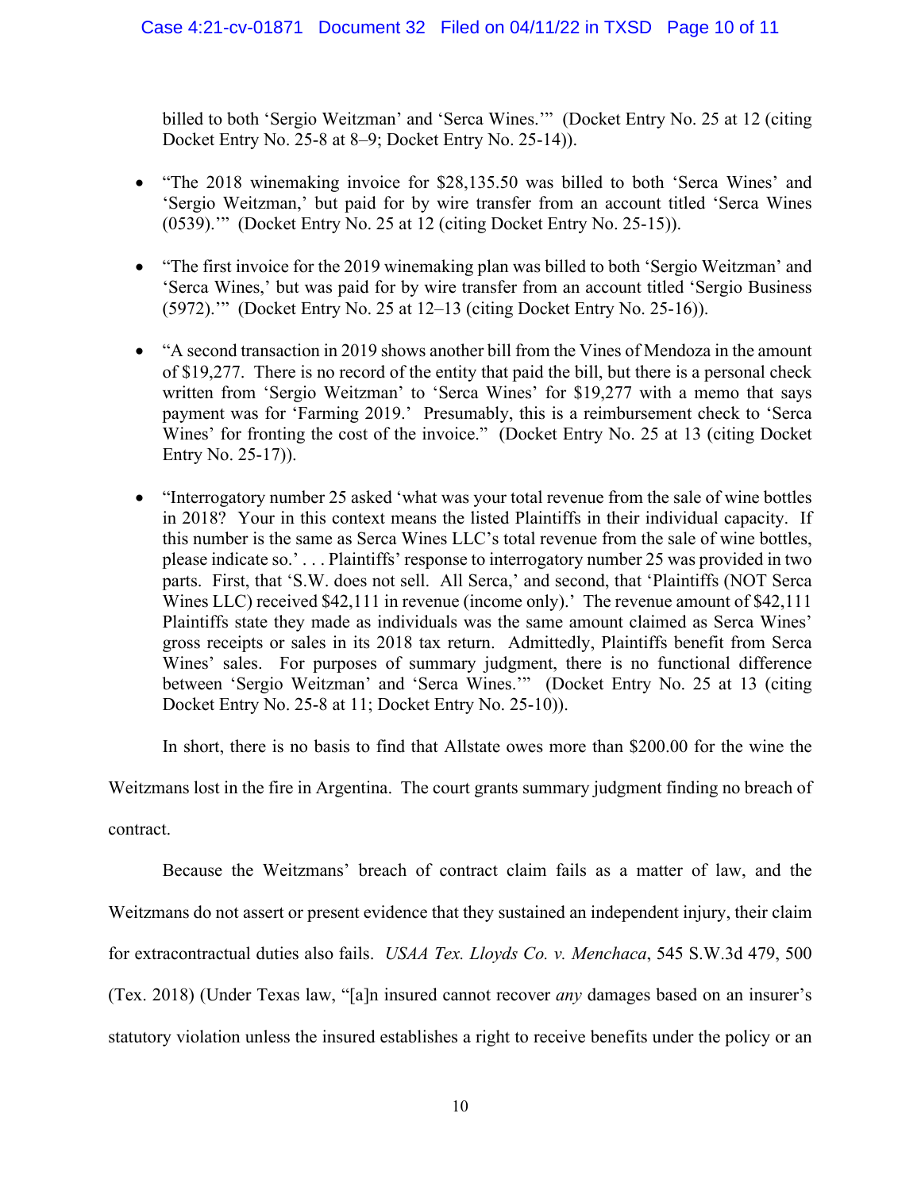billed to both 'Sergio Weitzman' and 'Serca Wines.'" (Docket Entry No. 25 at 12 (citing Docket Entry No. 25-8 at 8–9; Docket Entry No. 25-14)).

- "The 2018 winemaking invoice for $28,135.50 was billed to both 'Serca Wines' and 'Sergio Weitzman,' but paid for by wire transfer from an account titled 'Serca Wines (0539).'" (Docket Entry No. 25 at 12 (citing Docket Entry No. 25-15)).
- "The first invoice for the 2019 winemaking plan was billed to both 'Sergio Weitzman' and 'Serca Wines,' but was paid for by wire transfer from an account titled 'Sergio Business (5972).'" (Docket Entry No. 25 at 12–13 (citing Docket Entry No. 25-16)).
- "A second transaction in 2019 shows another bill from the Vines of Mendoza in the amount of $19,277. There is no record of the entity that paid the bill, but there is a personal check written from 'Sergio Weitzman' to 'Serca Wines' for $19,277 with a memo that says payment was for 'Farming 2019.' Presumably, this is a reimbursement check to 'Serca Wines' for fronting the cost of the invoice." (Docket Entry No. 25 at 13 (citing Docket Entry No. 25-17)).
- "Interrogatory number 25 asked 'what was your total revenue from the sale of wine bottles in 2018? Your in this context means the listed Plaintiffs in their individual capacity. If this number is the same as Serca Wines LLC's total revenue from the sale of wine bottles, please indicate so.' . . . Plaintiffs' response to interrogatory number 25 was provided in two parts. First, that 'S.W. does not sell. All Serca,' and second, that 'Plaintiffs (NOT Serca Wines LLC) received $42,111 in revenue (income only).' The revenue amount of $42,111 Plaintiffs state they made as individuals was the same amount claimed as Serca Wines' gross receipts or sales in its 2018 tax return. Admittedly, Plaintiffs benefit from Serca Wines' sales. For purposes of summary judgment, there is no functional difference between 'Sergio Weitzman' and 'Serca Wines.'" (Docket Entry No. 25 at 13 (citing Docket Entry No. 25-8 at 11; Docket Entry No. 25-10)).

In short, there is no basis to find that Allstate owes more than $200.00 for the wine the Weitzmans lost in the fire in Argentina. The court grants summary judgment finding no breach of contract.

Because the Weitzmans' breach of contract claim fails as a matter of law, and the Weitzmans do not assert or present evidence that they sustained an independent injury, their claim for extracontractual duties also fails. *USAA Tex. Lloyds Co. v. Menchaca*, 545 S.W.3d 479, 500 (Tex. 2018) (Under Texas law, "[a]n insured cannot recover *any* damages based on an insurer's statutory violation unless the insured establishes a right to receive benefits under the policy or an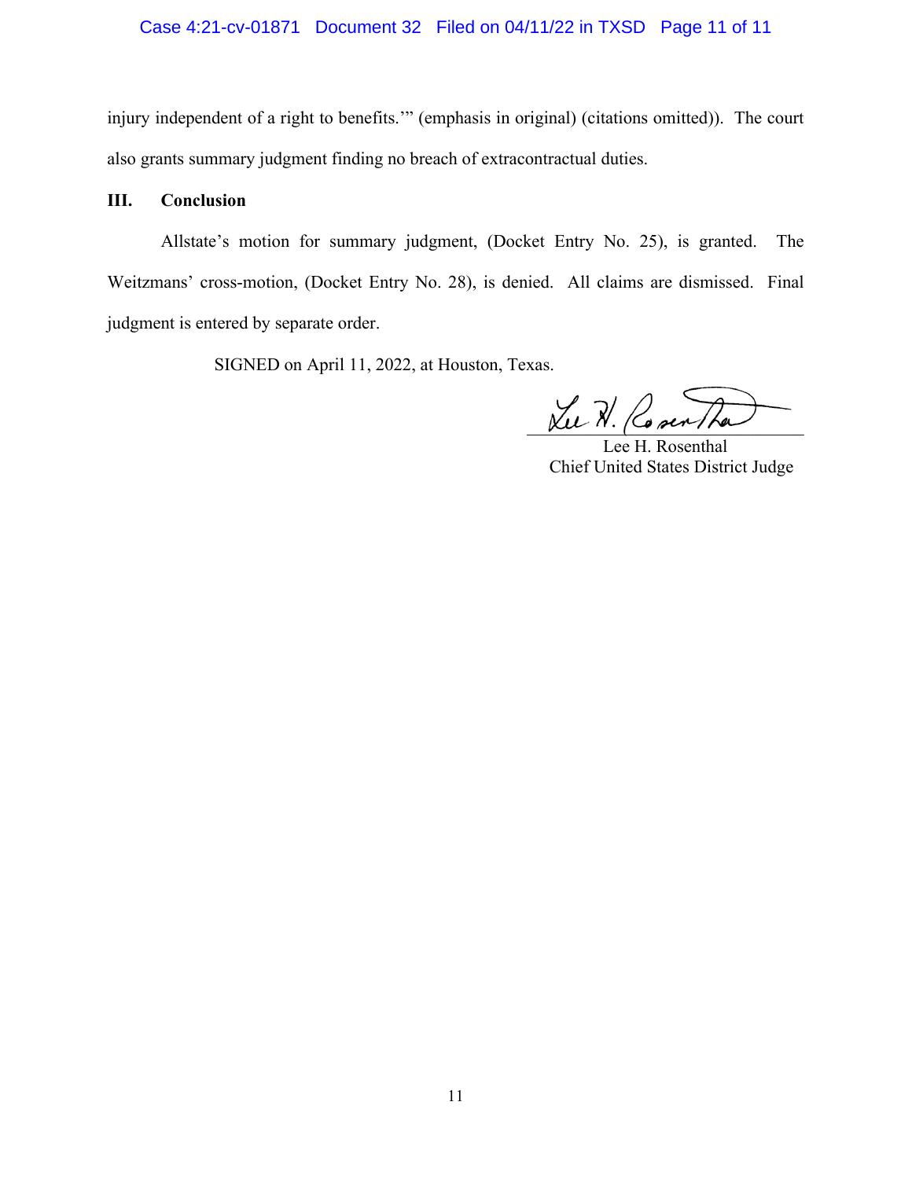injury independent of a right to benefits.'" (emphasis in original) (citations omitted)). The court also grants summary judgment finding no breach of extracontractual duties.

## III. Conclusion

Allstate's motion for summary judgment, (Docket Entry No. 25), is granted. The Weitzmans' cross-motion, (Docket Entry No. 28), is denied. All claims are dismissed. Final judgment is entered by separate order.

SIGNED on April 11, 2022, at Houston, Texas.

Lee H. Rosenthal
Chief United States District Judge